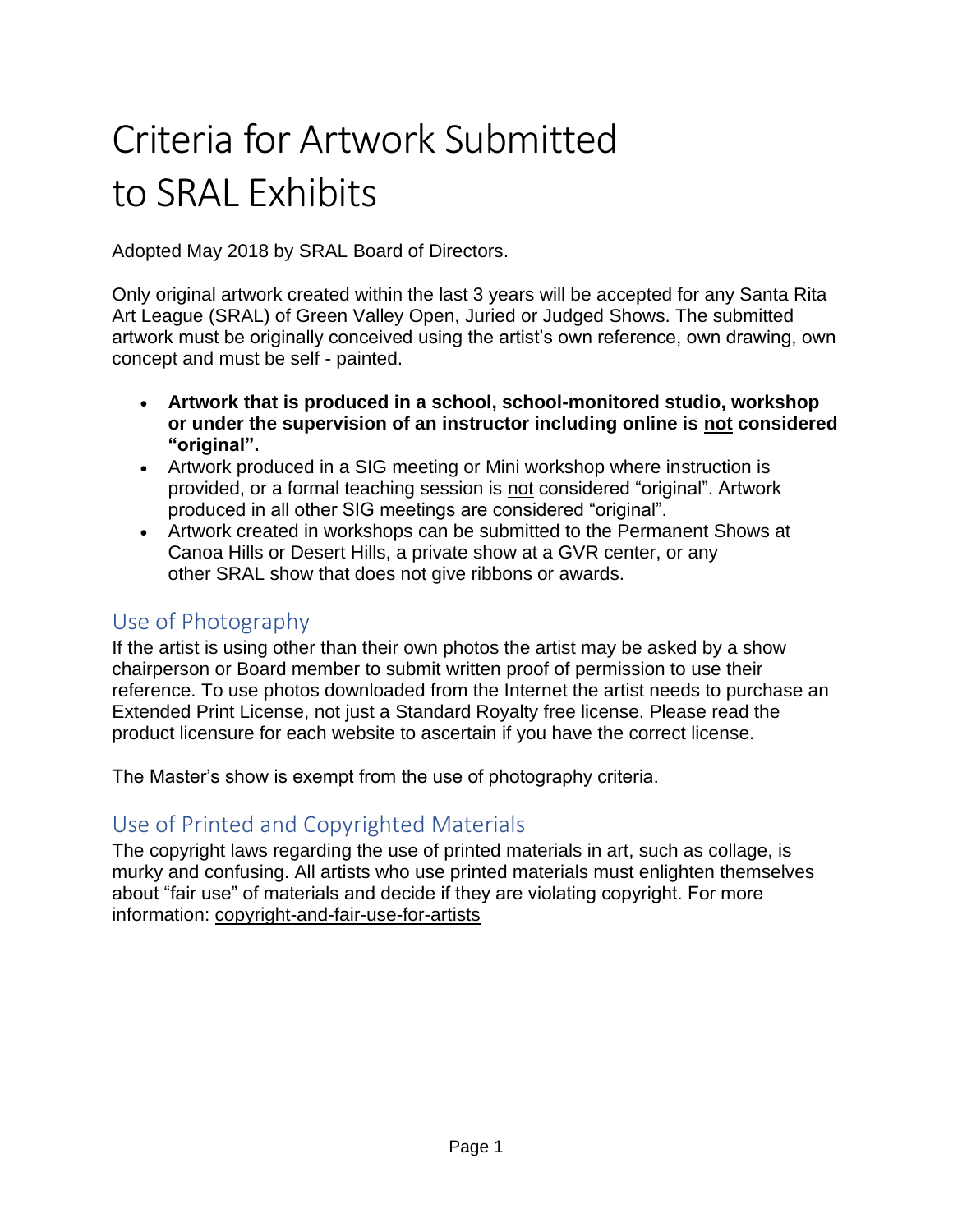# Criteria for Artwork Submitted to SRAL Exhibits

Adopted May 2018 by SRAL Board of Directors.

Only original artwork created within the last 3 years will be accepted for any Santa Rita Art League (SRAL) of Green Valley Open, Juried or Judged Shows. The submitted artwork must be originally conceived using the artist's own reference, own drawing, own concept and must be self - painted.

- **Artwork that is produced in a school, school-monitored studio, workshop or under the supervision of an instructor including online is <u>not</u> considered "original".**
- Artwork produced in a SIG meeting or Mini workshop where instruction is provided, or a formal teaching session is <u>not</u> considered "original". Artwork produced in all other SIG meetings are considered "original".
- Artwork created in workshops can be submitted to the Permanent Shows at Canoa Hills or Desert Hills, a private show at a GVR center, or any other SRAL show that does not give ribbons or awards.

## Use of Photography

If the artist is using other than their own photos the artist may be asked by a show chairperson or Board member to submit written proof of permission to use their reference. To use photos downloaded from the Internet the artist needs to purchase an Extended Print License, not just a Standard Royalty free license. Please read the product licensure for each website to ascertain if you have the correct license.

The Master's show is exempt from the use of photography criteria.

## Use of Printed and Copyrighted Materials

The copyright laws regarding the use of printed materials in art, such as collage, is murky and confusing. All artists who use printed materials must enlighten themselves about "fair use" of materials and decide if they are violating copyright. For more information: copyright-and-fair-use-for-artists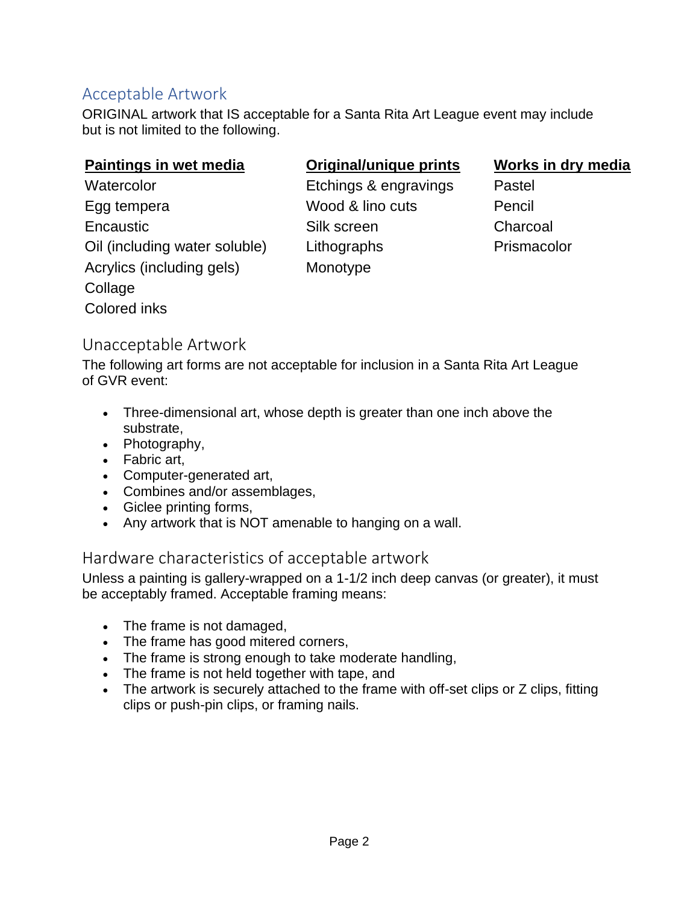## Acceptable Artwork

ORIGINAL artwork that IS acceptable for a Santa Rita Art League event may include but is not limited to the following.

| **Paintings in wet media** | **Original/unique prints** | **Works in dry media** |
|---|---|---|
| Watercolor | Etchings & engravings | Pastel |
| Egg tempera | Wood & lino cuts | Pencil |
| Encaustic | Silk screen | Charcoal |
| Oil (including water soluble) | Lithographs | Prismacolor |
| Acrylics (including gels) | Monotype | |
| Collage | | |
| Colored inks | | |

## Unacceptable Artwork

The following art forms are not acceptable for inclusion in a Santa Rita Art League of GVR event:

- Three-dimensional art, whose depth is greater than one inch above the substrate,
- Photography,
- Fabric art,
- Computer-generated art,
- Combines and/or assemblages,
- Giclee printing forms,
- Any artwork that is NOT amenable to hanging on a wall.

## Hardware characteristics of acceptable artwork

Unless a painting is gallery-wrapped on a 1-1/2 inch deep canvas (or greater), it must be acceptably framed. Acceptable framing means:

- The frame is not damaged,
- The frame has good mitered corners,
- The frame is strong enough to take moderate handling,
- The frame is not held together with tape, and
- The artwork is securely attached to the frame with off-set clips or Z clips, fitting clips or push-pin clips, or framing nails.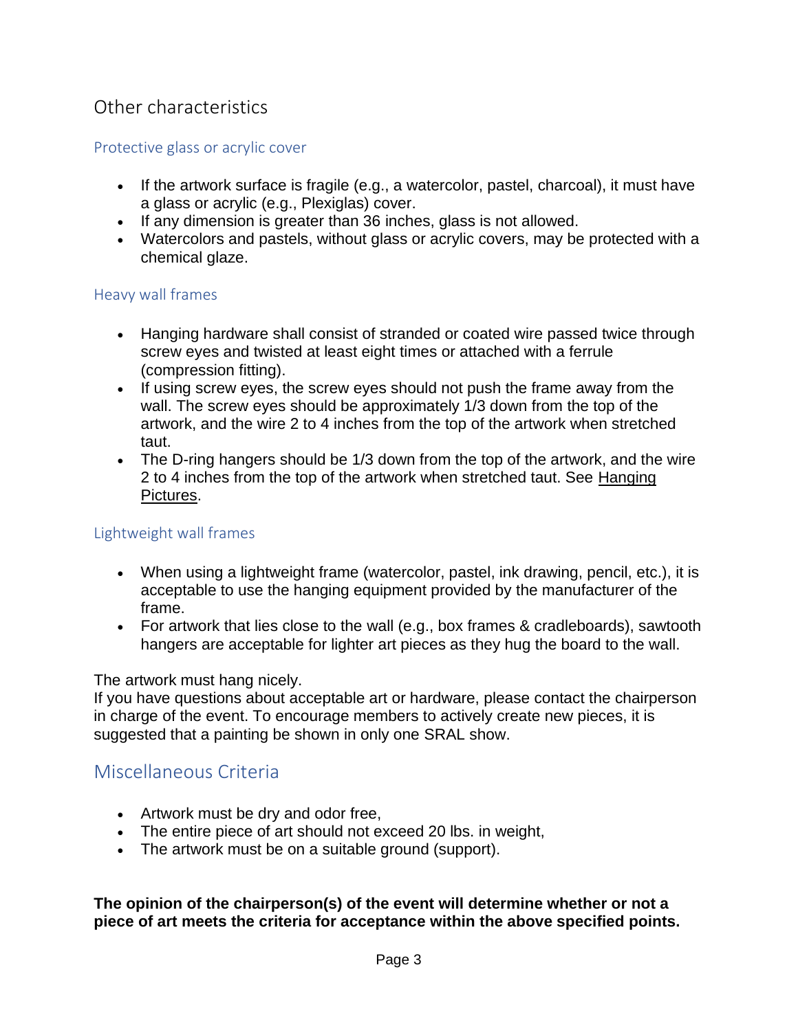## Other characteristics

### Protective glass or acrylic cover

- If the artwork surface is fragile (e.g., a watercolor, pastel, charcoal), it must have a glass or acrylic (e.g., Plexiglas) cover.
- If any dimension is greater than 36 inches, glass is not allowed.
- Watercolors and pastels, without glass or acrylic covers, may be protected with a chemical glaze.

### Heavy wall frames

- Hanging hardware shall consist of stranded or coated wire passed twice through screw eyes and twisted at least eight times or attached with a ferrule (compression fitting).
- If using screw eyes, the screw eyes should not push the frame away from the wall. The screw eyes should be approximately 1/3 down from the top of the artwork, and the wire 2 to 4 inches from the top of the artwork when stretched taut.
- The D-ring hangers should be 1/3 down from the top of the artwork, and the wire 2 to 4 inches from the top of the artwork when stretched taut. See Hanging Pictures.

### Lightweight wall frames

- When using a lightweight frame (watercolor, pastel, ink drawing, pencil, etc.), it is acceptable to use the hanging equipment provided by the manufacturer of the frame.
- For artwork that lies close to the wall (e.g., box frames & cradleboards), sawtooth hangers are acceptable for lighter art pieces as they hug the board to the wall.

The artwork must hang nicely.
If you have questions about acceptable art or hardware, please contact the chairperson in charge of the event. To encourage members to actively create new pieces, it is suggested that a painting be shown in only one SRAL show.

## Miscellaneous Criteria

- Artwork must be dry and odor free,
- The entire piece of art should not exceed 20 lbs. in weight,
- The artwork must be on a suitable ground (support).

**The opinion of the chairperson(s) of the event will determine whether or not a piece of art meets the criteria for acceptance within the above specified points.**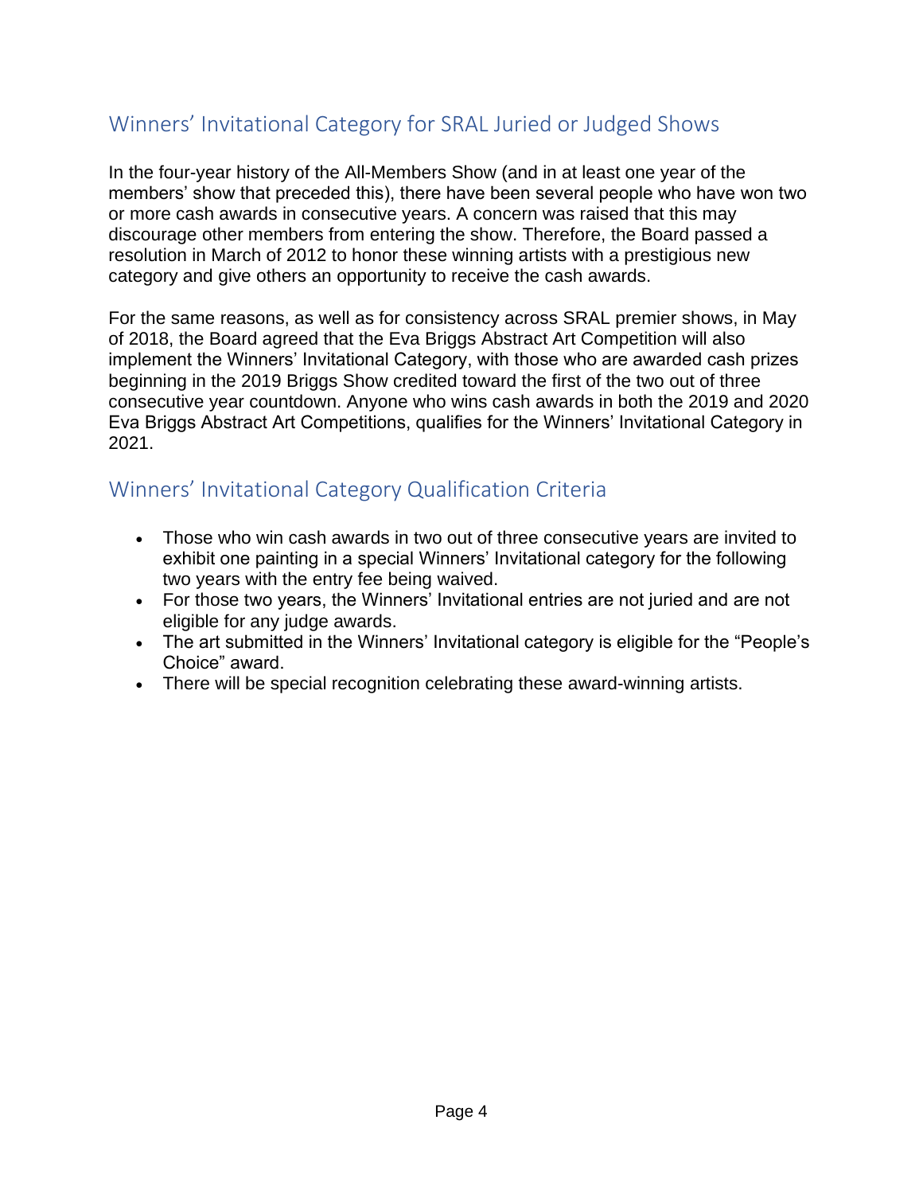## Winners' Invitational Category for SRAL Juried or Judged Shows

In the four-year history of the All-Members Show (and in at least one year of the members' show that preceded this), there have been several people who have won two or more cash awards in consecutive years. A concern was raised that this may discourage other members from entering the show. Therefore, the Board passed a resolution in March of 2012 to honor these winning artists with a prestigious new category and give others an opportunity to receive the cash awards.

For the same reasons, as well as for consistency across SRAL premier shows, in May of 2018, the Board agreed that the Eva Briggs Abstract Art Competition will also implement the Winners' Invitational Category, with those who are awarded cash prizes beginning in the 2019 Briggs Show credited toward the first of the two out of three consecutive year countdown. Anyone who wins cash awards in both the 2019 and 2020 Eva Briggs Abstract Art Competitions, qualifies for the Winners' Invitational Category in 2021.

## Winners' Invitational Category Qualification Criteria

- Those who win cash awards in two out of three consecutive years are invited to exhibit one painting in a special Winners' Invitational category for the following two years with the entry fee being waived.
- For those two years, the Winners' Invitational entries are not juried and are not eligible for any judge awards.
- The art submitted in the Winners' Invitational category is eligible for the "People's Choice" award.
- There will be special recognition celebrating these award-winning artists.